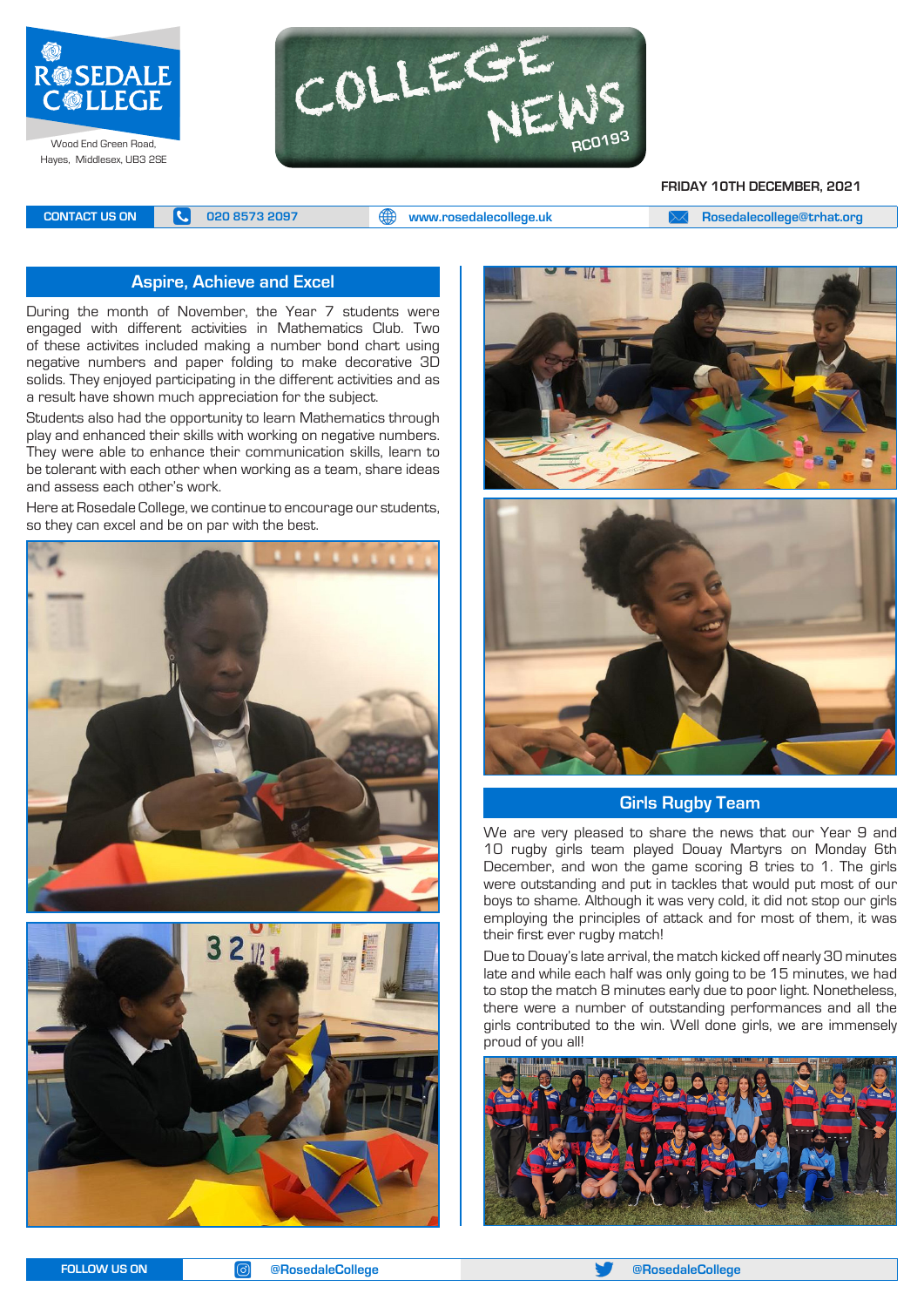# Rosedale College

Wood End Green Road, Hayes, Middlesex, UB3 2SE

# College News

RC0193

FRIDAY 10TH DECEMBER, 2021

CONTACT US ON | 020 8573 2097 | www.rosedalecollege.uk | Rosedalecollege@trhat.org

## Aspire, Achieve and Excel

During the month of November, the Year 7 students were engaged with different activities in Mathematics Club. Two of these activites included making a number bond chart using negative numbers and paper folding to make decorative 3D solids. They enjoyed participating in the different activities and as a result have shown much appreciation for the subject.

Students also had the opportunity to learn Mathematics through play and enhanced their skills with working on negative numbers. They were able to enhance their communication skills, learn to be tolerant with each other when working as a team, share ideas and assess each other's work.

Here at Rosedale College, we continue to encourage our students, so they can excel and be on par with the best.

## Girls Rugby Team

We are very pleased to share the news that our Year 9 and 10 rugby girls team played Douay Martyrs on Monday 6th December, and won the game scoring 8 tries to 1. The girls were outstanding and put in tackles that would put most of our boys to shame. Although it was very cold, it did not stop our girls employing the principles of attack and for most of them, it was their first ever rugby match!

Due to Douay's late arrival, the match kicked off nearly 30 minutes late and while each half was only going to be 15 minutes, we had to stop the match 8 minutes early due to poor light. Nonetheless, there were a number of outstanding performances and all the girls contributed to the win. Well done girls, we are immensely proud of you all!

FOLLOW US ON | @RosedaleCollege | @RosedaleCollege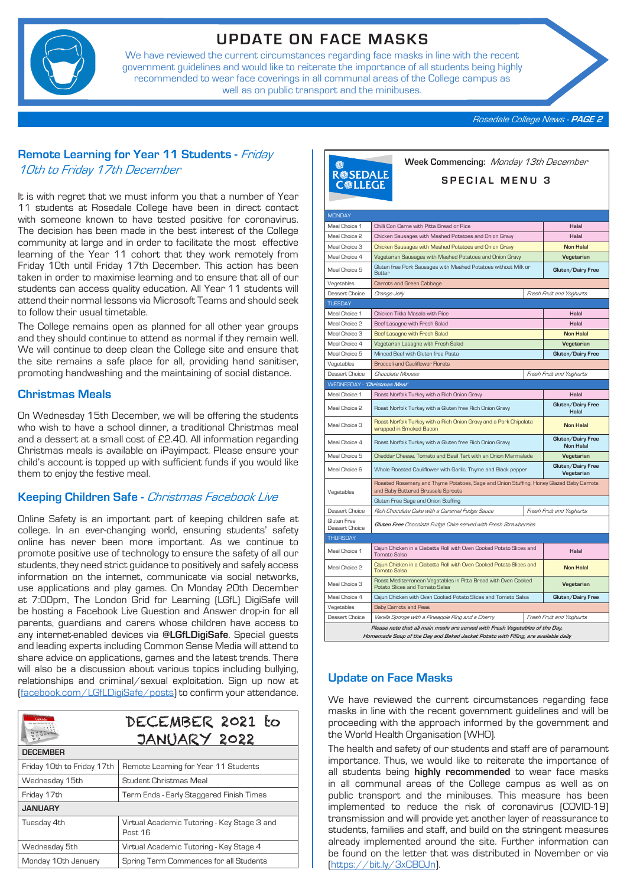# UPDATE ON FACE MASKS

We have reviewed the current circumstances regarding face masks in line with the recent government guidelines and would like to reiterate the importance of all students being highly recommended to wear face coverings in all communal areas of the College campus as well as on public transport and the minibuses.

## Remote Learning for Year 11 Students - *Friday 10th to Friday 17th December*

It is with regret that we must inform you that a number of Year 11 students at Rosedale College have been in direct contact with someone known to have tested positive for coronavirus. The decision has been made in the best interest of the College community at large and in order to facilitate the most effective learning of the Year 11 cohort that they work remotely from Friday 10th until Friday 17th December. This action has been taken in order to maximise learning and to ensure that all of our students can access quality education. All Year 11 students will attend their normal lessons via Microsoft Teams and should seek to follow their usual timetable.

The College remains open as planned for all other year groups and they should continue to attend as normal if they remain well. We will continue to deep clean the College site and ensure that the site remains a safe place for all, providing hand sanitiser, promoting handwashing and the maintaining of social distance.

## Christmas Meals

On Wednesday 15th December, we will be offering the students who wish to have a school dinner, a traditional Christmas meal and a dessert at a small cost of £2.40. All information regarding Christmas meals is available on iPayimpact. Please ensure your child's account is topped up with sufficient funds if you would like them to enjoy the festive meal.

## Keeping Children Safe - *Christmas Facebook Live*

Online Safety is an important part of keeping children safe at college. In an ever-changing world, ensuring students' safety online has never been more important. As we continue to promote positive use of technology to ensure the safety of all our students, they need strict guidance to positively and safely access information on the internet, communicate via social networks, use applications and play games. On Monday 20th December at 7:00pm, The London Grid for Learning (LGfL) DigiSafe will be hosting a Facebook Live Question and Answer drop-in for all parents, guardians and carers whose children have access to any internet-enabled devices via **@LGfLDigiSafe**. Special guests and leading experts including Common Sense Media will attend to share advice on applications, games and the latest trends. There will also be a discussion about various topics including bullying, relationships and criminal/sexual exploitation. Sign up now at (facebook.com/LGfLDigiSafe/posts) to confirm your attendance.

## DECEMBER 2021 to JANUARY 2022

| | |
|---|---|
| **DECEMBER** | |
| Friday 10th to Friday 17th | Remote Learning for Year 11 Students |
| Wednesday 15th | Student Christmas Meal |
| Friday 17th | Term Ends - Early Staggered Finish Times |
| **JANUARY** | |
| Tuesday 4th | Virtual Academic Tutoring - Key Stage 3 and Post 16 |
| Wednesday 5th | Virtual Academic Tutoring - Key Stage 4 |
| Monday 10th January | Spring Term Commences for all Students |

**Week Commencing:** *Monday 13th December*

**SPECIAL MENU 3**

| | | |
|---|---|---|
| **MONDAY** | | |
| Meal Choice 1 | Chilli Con Carne with Pitta Bread or Rice | Halal |
| Meal Choice 2 | Chicken Sausages with Mashed Potatoes and Onion Gravy | Halal |
| Meal Choice 3 | Chicken Sausages with Mashed Potatoes and Onion Gravy | Non Halal |
| Meal Choice 4 | Vegetarian Sausages with Mashed Potatoes and Onion Gravy | Vegetarian |
| Meal Choice 5 | Gluten free Pork Sausages with Mashed Potatoes without Milk or Butter | Gluten/Dairy Free |
| Vegetables | Carrots and Green Cabbage | |
| Dessert Choice | *Orange Jelly* | *Fresh Fruit and Yoghurts* |
| **TUESDAY** | | |
| Meal Choice 1 | Chicken Tikka Masala with Rice | Halal |
| Meal Choice 2 | Beef Lasagne with Fresh Salad | Halal |
| Meal Choice 3 | Beef Lasagne with Fresh Salad | Non Halal |
| Meal Choice 4 | Vegetarian Lasagne with Fresh Salad | Vegetarian |
| Meal Choice 5 | Minced Beef with Gluten free Pasta | Gluten/Dairy Free |
| Vegetables | Broccoli and Cauliflower Florets | |
| Dessert Choice | *Chocolate Mousse* | *Fresh Fruit and Yoghurts* |
| **WEDNESDAY - *'Christmas Meal'*** | | |
| Meal Choice 1 | Roast Norfolk Turkey with a Rich Onion Gravy | Halal |
| Meal Choice 2 | Roast Norfolk Turkey with a Gluten free Rich Onion Gravy | Gluten/Dairy Free Halal |
| Meal Choice 3 | Roast Norfolk Turkey with a Rich Onion Gravy and a Pork Chipolata wrapped in Smoked Bacon | Non Halal |
| Meal Choice 4 | Roast Norfolk Turkey with a Gluten free Rich Onion Gravy | Gluten/Dairy Free Non Halal |
| Meal Choice 5 | Cheddar Cheese, Tomato and Basil Tart with an Onion Marmalade | Vegetarian |
| Meal Choice 6 | Whole Roasted Cauliflower with Garlic, Thyme and Black pepper | Gluten/Dairy Free Vegetarian |
| Vegetables | Roasted Rosemary and Thyme Potatoes, Sage and Onion Stuffing, Honey Glazed Baby Carrots and Baby Buttered Brussels Sprouts; Gluten Free Sage and Onion Stuffing | |
| Dessert Choice | *Rich Chocolate Cake with a Caramel Fudge Sauce* | *Fresh Fruit and Yoghurts* |
| Gluten Free Dessert Choice | ***Gluten Free** Chocolate Fudge Cake served with Fresh Strawberries* | |
| **THURSDAY** | | |
| Meal Choice 1 | Cajun Chicken in a Ciabatta Roll with Oven Cooked Potato Slices and Tomato Salsa | Halal |
| Meal Choice 2 | Cajun Chicken in a Ciabatta Roll with Oven Cooked Potato Slices and Tomato Salsa | Non Halal |
| Meal Choice 3 | Roast Mediterranean Vegetables in Pitta Bread with Oven Cooked Potato Slices and Tomato Salsa | Vegetarian |
| Meal Choice 4 | Cajun Chicken with Oven Cooked Potato Slices and Tomato Salsa | Gluten/Dairy Free |
| Vegetables | Baby Carrots and Peas | |
| Dessert Choice | *Vanilla Sponge with a Pineapple Ring and a Cherry* | *Fresh Fruit and Yoghurts* |

***Please note that all main meals are served with Fresh Vegetables of the Day.***
***Homemade Soup of the Day and Baked Jacket Potato with Filling, are available daily***

## Update on Face Masks

We have reviewed the current circumstances regarding face masks in line with the recent government guidelines and will be proceeding with the approach informed by the government and the World Health Organisation (WHO).

The health and safety of our students and staff are of paramount importance. Thus, we would like to reiterate the importance of all students being **highly recommended** to wear face masks in all communal areas of the College campus as well as on public transport and the minibuses. This measure has been implemented to reduce the risk of coronavirus (COVID-19) transmission and will provide yet another layer of reassurance to students, families and staff, and build on the stringent measures already implemented around the site. Further information can be found on the letter that was distributed in November or via (https://bit.ly/3xCBOJn).